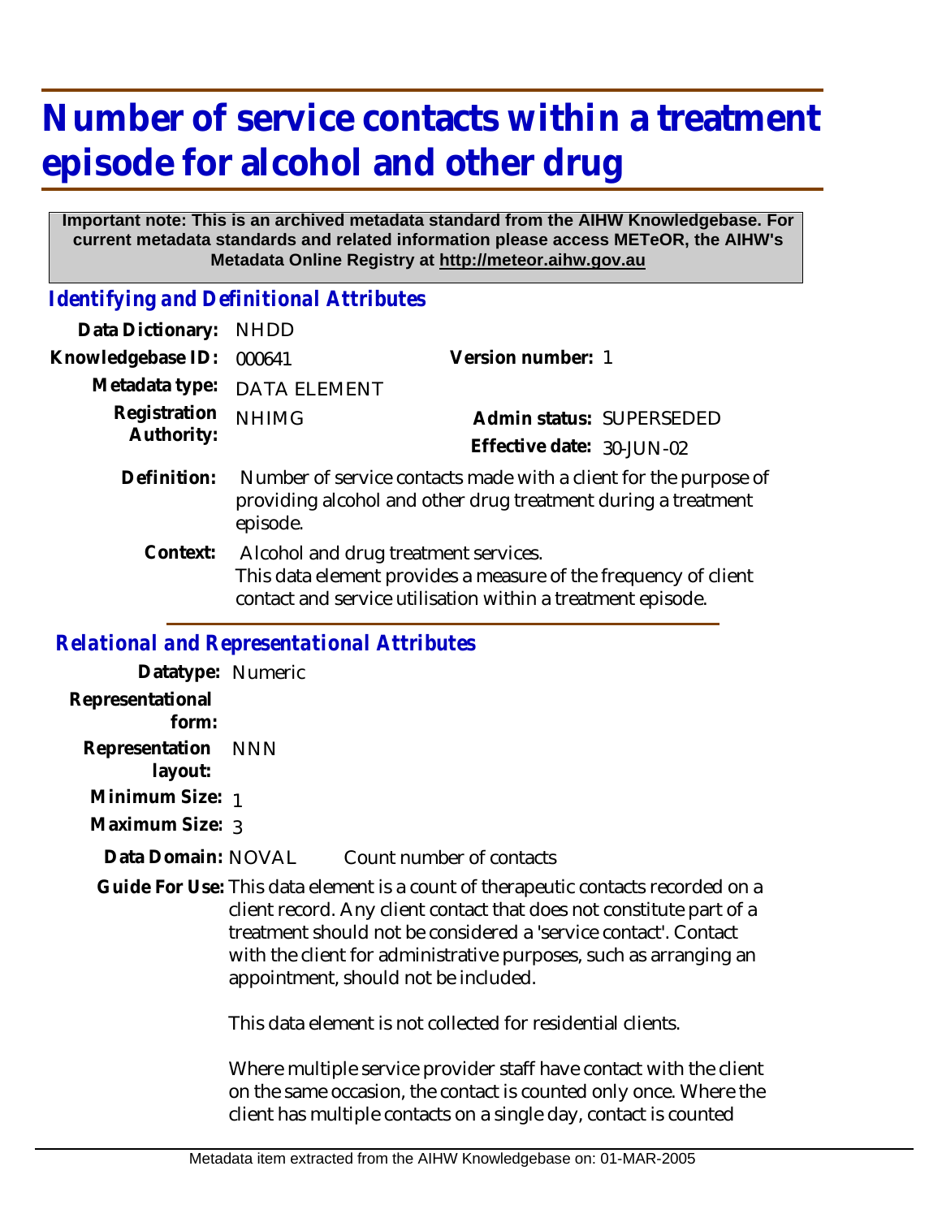# Number of service contacts within a treatment episode for alcohol and other drug

**Important note: This is an archived metadata standard from the AIHW Knowledgebase. For current metadata standards and related information please access METeOR, the AIHW's Metadata Online Registry at http://meteor.aihw.gov.au**

## *Identifying and Definitional Attributes*

**Data Dictionary:** NHDD

**Knowledgebase ID:** 000641 **Version number:** 1

**Metadata type:** DATA ELEMENT

**Registration Authority:** NHIMG **Admin status:** SUPERSEDED

**Effective date:** 30-JUN-02

**Definition:** Number of service contacts made with a client for the purpose of providing alcohol and other drug treatment during a treatment episode.

**Context:** Alcohol and drug treatment services.
This data element provides a measure of the frequency of client contact and service utilisation within a treatment episode.

## *Relational and Representational Attributes*

**Datatype:** Numeric

**Representational form:**

**Representation layout:** NNN

**Minimum Size:** 1

**Maximum Size:** 3

**Data Domain:** NOVAL Count number of contacts

**Guide For Use:** This data element is a count of therapeutic contacts recorded on a client record. Any client contact that does not constitute part of a treatment should not be considered a 'service contact'. Contact with the client for administrative purposes, such as arranging an appointment, should not be included.

This data element is not collected for residential clients.

Where multiple service provider staff have contact with the client on the same occasion, the contact is counted only once. Where the client has multiple contacts on a single day, contact is counted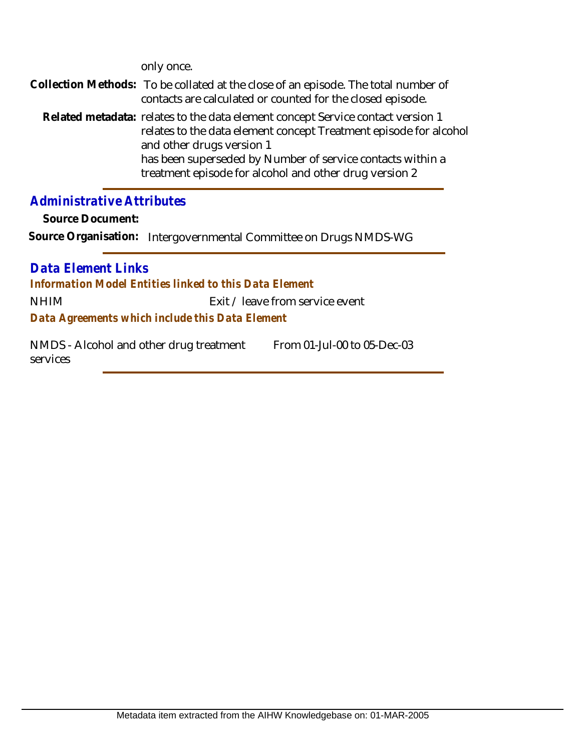only once.

**Collection Methods:** To be collated at the close of an episode. The total number of contacts are calculated or counted for the closed episode.

**Related metadata:** relates to the data element concept Service contact version 1
relates to the data element concept Treatment episode for alcohol and other drugs version 1
has been superseded by Number of service contacts within a treatment episode for alcohol and other drug version 2

## Administrative Attributes

**Source Document:**

**Source Organisation:** Intergovernmental Committee on Drugs NMDS-WG

## Data Element Links

### Information Model Entities linked to this Data Element

NHIM Exit / leave from service event

### Data Agreements which include this Data Element

NMDS - Alcohol and other drug treatment services From 01-Jul-00 to 05-Dec-03